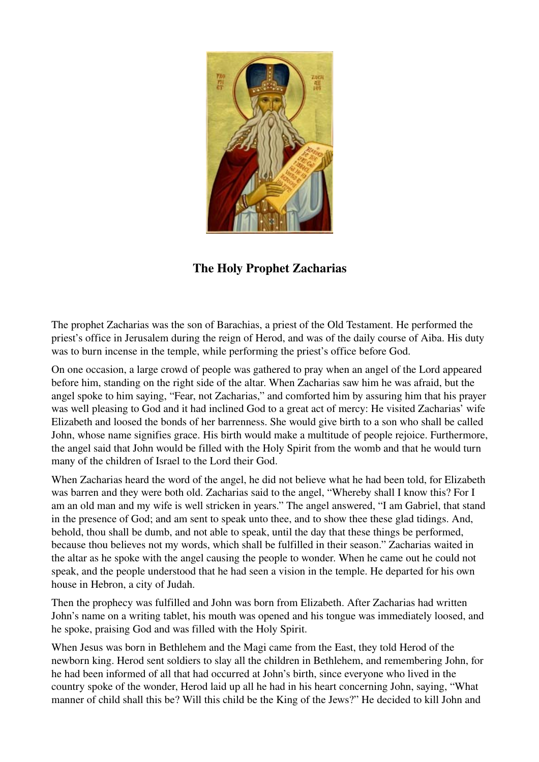# The Holy Prophet Zacharias

The prophet Zacharias was the son of Barachias, a priest of the Old Testament. He performed the priest's office in Jerusalem during the reign of Herod, and was of the daily course of Aiba. His duty was to burn incense in the temple, while performing the priest's office before God.

On one occasion, a large crowd of people was gathered to pray when an angel of the Lord appeared before him, standing on the right side of the altar. When Zacharias saw him he was afraid, but the angel spoke to him saying, "Fear, not Zacharias," and comforted him by assuring him that his prayer was well pleasing to God and it had inclined God to a great act of mercy: He visited Zacharias' wife Elizabeth and loosed the bonds of her barrenness. She would give birth to a son who shall be called John, whose name signifies grace. His birth would make a multitude of people rejoice. Furthermore, the angel said that John would be filled with the Holy Spirit from the womb and that he would turn many of the children of Israel to the Lord their God.

When Zacharias heard the word of the angel, he did not believe what he had been told, for Elizabeth was barren and they were both old. Zacharias said to the angel, "Whereby shall I know this? For I am an old man and my wife is well stricken in years." The angel answered, "I am Gabriel, that stand in the presence of God; and am sent to speak unto thee, and to show thee these glad tidings. And, behold, thou shall be dumb, and not able to speak, until the day that these things be performed, because thou believes not my words, which shall be fulfilled in their season." Zacharias waited in the altar as he spoke with the angel causing the people to wonder. When he came out he could not speak, and the people understood that he had seen a vision in the temple. He departed for his own house in Hebron, a city of Judah.

Then the prophecy was fulfilled and John was born from Elizabeth. After Zacharias had written John's name on a writing tablet, his mouth was opened and his tongue was immediately loosed, and he spoke, praising God and was filled with the Holy Spirit.

When Jesus was born in Bethlehem and the Magi came from the East, they told Herod of the newborn king. Herod sent soldiers to slay all the children in Bethlehem, and remembering John, for he had been informed of all that had occurred at John's birth, since everyone who lived in the country spoke of the wonder, Herod laid up all he had in his heart concerning John, saying, "What manner of child shall this be? Will this child be the King of the Jews?" He decided to kill John and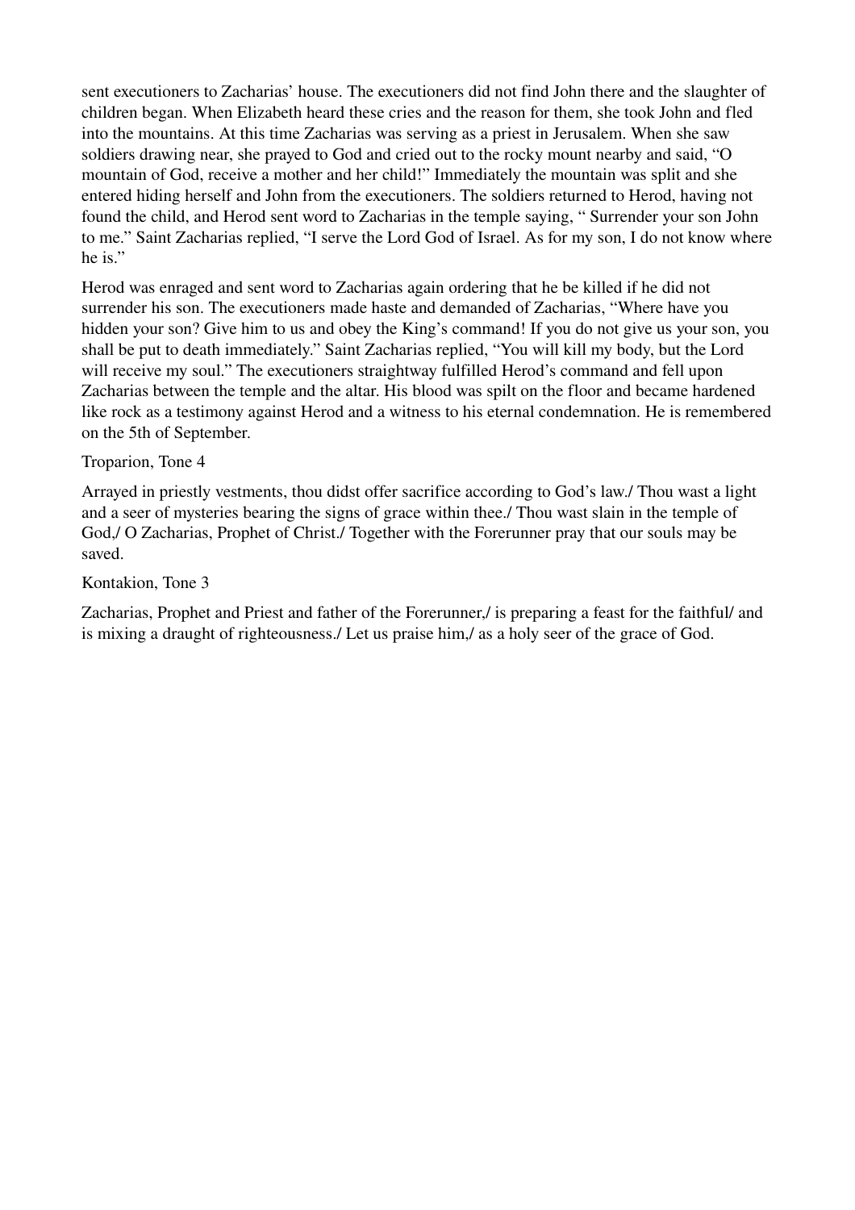sent executioners to Zacharias' house. The executioners did not find John there and the slaughter of children began. When Elizabeth heard these cries and the reason for them, she took John and fled into the mountains. At this time Zacharias was serving as a priest in Jerusalem. When she saw soldiers drawing near, she prayed to God and cried out to the rocky mount nearby and said, "O mountain of God, receive a mother and her child!" Immediately the mountain was split and she entered hiding herself and John from the executioners. The soldiers returned to Herod, having not found the child, and Herod sent word to Zacharias in the temple saying, " Surrender your son John to me." Saint Zacharias replied, "I serve the Lord God of Israel. As for my son, I do not know where he is."

Herod was enraged and sent word to Zacharias again ordering that he be killed if he did not surrender his son. The executioners made haste and demanded of Zacharias, "Where have you hidden your son? Give him to us and obey the King's command! If you do not give us your son, you shall be put to death immediately." Saint Zacharias replied, "You will kill my body, but the Lord will receive my soul." The executioners straightway fulfilled Herod's command and fell upon Zacharias between the temple and the altar. His blood was spilt on the floor and became hardened like rock as a testimony against Herod and a witness to his eternal condemnation. He is remembered on the 5th of September.

Troparion, Tone 4

Arrayed in priestly vestments, thou didst offer sacrifice according to God's law./ Thou wast a light and a seer of mysteries bearing the signs of grace within thee./ Thou wast slain in the temple of God,/ O Zacharias, Prophet of Christ./ Together with the Forerunner pray that our souls may be saved.

Kontakion, Tone 3

Zacharias, Prophet and Priest and father of the Forerunner,/ is preparing a feast for the faithful/ and is mixing a draught of righteousness./ Let us praise him,/ as a holy seer of the grace of God.